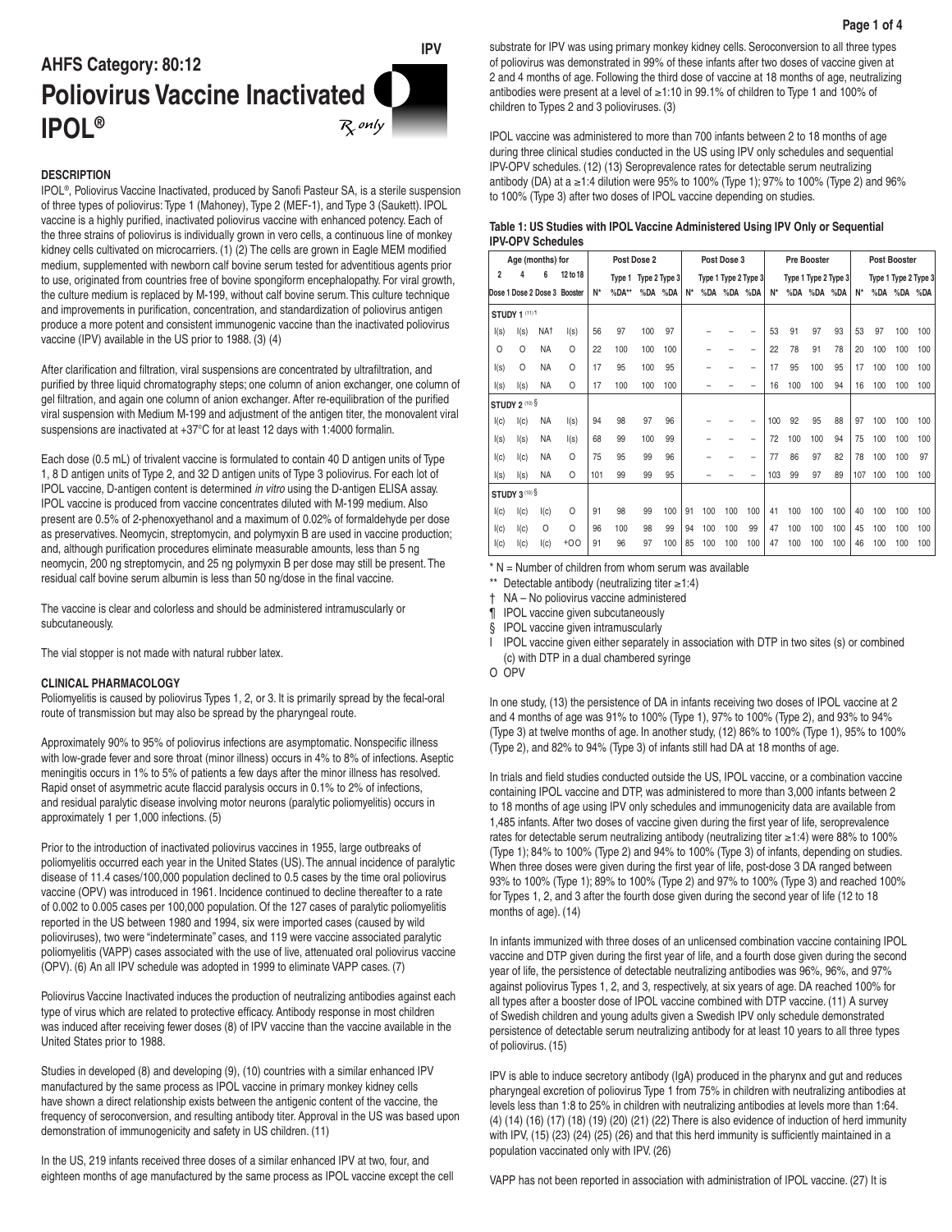# AHFS Category: 80:12

# Poliovirus Vaccine Inactivated IPOL®

IPV

℞ only

## DESCRIPTION

IPOL®, Poliovirus Vaccine Inactivated, produced by Sanofi Pasteur SA, is a sterile suspension of three types of poliovirus: Type 1 (Mahoney), Type 2 (MEF-1), and Type 3 (Saukett). IPOL vaccine is a highly purified, inactivated poliovirus vaccine with enhanced potency. Each of the three strains of poliovirus is individually grown in vero cells, a continuous line of monkey kidney cells cultivated on microcarriers. (1) (2) The cells are grown in Eagle MEM modified medium, supplemented with newborn calf bovine serum tested for adventitious agents prior to use, originated from countries free of bovine spongiform encephalopathy. For viral growth, the culture medium is replaced by M-199, without calf bovine serum. This culture technique and improvements in purification, concentration, and standardization of poliovirus antigen produce a more potent and consistent immunogenic vaccine than the inactivated poliovirus vaccine (IPV) available in the US prior to 1988. (3) (4)

After clarification and filtration, viral suspensions are concentrated by ultrafiltration, and purified by three liquid chromatography steps; one column of anion exchanger, one column of gel filtration, and again one column of anion exchanger. After re-equilibration of the purified viral suspension with Medium M-199 and adjustment of the antigen titer, the monovalent viral suspensions are inactivated at +37°C for at least 12 days with 1:4000 formalin.

Each dose (0.5 mL) of trivalent vaccine is formulated to contain 40 D antigen units of Type 1, 8 D antigen units of Type 2, and 32 D antigen units of Type 3 poliovirus. For each lot of IPOL vaccine, D-antigen content is determined *in vitro* using the D-antigen ELISA assay. IPOL vaccine is produced from vaccine concentrates diluted with M-199 medium. Also present are 0.5% of 2-phenoxyethanol and a maximum of 0.02% of formaldehyde per dose as preservatives. Neomycin, streptomycin, and polymyxin B are used in vaccine production; and, although purification procedures eliminate measurable amounts, less than 5 ng neomycin, 200 ng streptomycin, and 25 ng polymyxin B per dose may still be present. The residual calf bovine serum albumin is less than 50 ng/dose in the final vaccine.

The vaccine is clear and colorless and should be administered intramuscularly or subcutaneously.

The vial stopper is not made with natural rubber latex.

## CLINICAL PHARMACOLOGY

Poliomyelitis is caused by poliovirus Types 1, 2, or 3. It is primarily spread by the fecal-oral route of transmission but may also be spread by the pharyngeal route.

Approximately 90% to 95% of poliovirus infections are asymptomatic. Nonspecific illness with low-grade fever and sore throat (minor illness) occurs in 4% to 8% of infections. Aseptic meningitis occurs in 1% to 5% of patients a few days after the minor illness has resolved. Rapid onset of asymmetric acute flaccid paralysis occurs in 0.1% to 2% of infections, and residual paralytic disease involving motor neurons (paralytic poliomyelitis) occurs in approximately 1 per 1,000 infections. (5)

Prior to the introduction of inactivated poliovirus vaccines in 1955, large outbreaks of poliomyelitis occurred each year in the United States (US). The annual incidence of paralytic disease of 11.4 cases/100,000 population declined to 0.5 cases by the time oral poliovirus vaccine (OPV) was introduced in 1961. Incidence continued to decline thereafter to a rate of 0.002 to 0.005 cases per 100,000 population. Of the 127 cases of paralytic poliomyelitis reported in the US between 1980 and 1994, six were imported cases (caused by wild polioviruses), two were "indeterminate" cases, and 119 were vaccine associated paralytic poliomyelitis (VAPP) cases associated with the use of live, attenuated oral poliovirus vaccine (OPV). (6) An all IPV schedule was adopted in 1999 to eliminate VAPP cases. (7)

Poliovirus Vaccine Inactivated induces the production of neutralizing antibodies against each type of virus which are related to protective efficacy. Antibody response in most children was induced after receiving fewer doses (8) of IPV vaccine than the vaccine available in the United States prior to 1988.

Studies in developed (8) and developing (9), (10) countries with a similar enhanced IPV manufactured by the same process as IPOL vaccine in primary monkey kidney cells have shown a direct relationship exists between the antigenic content of the vaccine, the frequency of seroconversion, and resulting antibody titer. Approval in the US was based upon demonstration of immunogenicity and safety in US children. (11)

In the US, 219 infants received three doses of a similar enhanced IPV at two, four, and eighteen months of age manufactured by the same process as IPOL vaccine except the cell substrate for IPV was using primary monkey kidney cells. Seroconversion to all three types of poliovirus was demonstrated in 99% of these infants after two doses of vaccine given at 2 and 4 months of age. Following the third dose of vaccine at 18 months of age, neutralizing antibodies were present at a level of ≥1:10 in 99.1% of children to Type 1 and 100% of children to Types 2 and 3 polioviruses. (3)

IPOL vaccine was administered to more than 700 infants between 2 to 18 months of age during three clinical studies conducted in the US using IPV only schedules and sequential IPV-OPV schedules. (12) (13) Seroprevalence rates for detectable serum neutralizing antibody (DA) at a ≥1:4 dilution were 95% to 100% (Type 1); 97% to 100% (Type 2) and 96% to 100% (Type 3) after two doses of IPOL vaccine depending on studies.

**Table 1: US Studies with IPOL Vaccine Administered Using IPV Only or Sequential IPV-OPV Schedules**

| Age (months) for | | | | Post Dose 2 | | | | Post Dose 3 | | | | Pre Booster | | | | Post Booster | | | |
|---|---|---|---|---|---|---|---|---|---|---|---|---|---|---|---|---|---|---|---|
| 2 | 4 | 6 | 12 to 18 | | Type 1 | Type 2 | Type 3 | | Type 1 | Type 2 | Type 3 | | Type 1 | Type 2 | Type 3 | | Type 1 | Type 2 | Type 3 |
| Dose 1 | Dose 2 | Dose 3 | Booster | N* | %DA** | %DA | %DA | N* | %DA | %DA | %DA | N* | %DA | %DA | %DA | N* | %DA | %DA | %DA |
| **STUDY 1** (11) ¶ | | | | | | | | | | | | | | | | | | | |
| I(s) | I(s) | NA† | I(s) | 56 | 97 | 100 | 97 | – | – | – | – | 53 | 91 | 97 | 93 | 53 | 97 | 100 | 100 |
| O | O | NA | O | 22 | 100 | 100 | 100 | – | – | – | – | 22 | 78 | 91 | 78 | 20 | 100 | 100 | 100 |
| I(s) | O | NA | O | 17 | 95 | 100 | 95 | – | – | – | – | 17 | 95 | 100 | 95 | 17 | 100 | 100 | 100 |
| I(s) | I(s) | NA | O | 17 | 100 | 100 | 100 | – | – | – | – | 16 | 100 | 100 | 94 | 16 | 100 | 100 | 100 |
| **STUDY 2** (10) § | | | | | | | | | | | | | | | | | | | |
| I(c) | I(c) | NA | I(s) | 94 | 98 | 97 | 96 | – | – | – | – | 100 | 92 | 95 | 88 | 97 | 100 | 100 | 100 |
| I(s) | I(s) | NA | I(s) | 68 | 99 | 100 | 99 | – | – | – | – | 72 | 100 | 100 | 94 | 75 | 100 | 100 | 100 |
| I(c) | I(c) | NA | O | 75 | 95 | 99 | 96 | – | – | – | – | 77 | 86 | 97 | 82 | 78 | 100 | 100 | 97 |
| I(s) | I(s) | NA | O | 101 | 99 | 99 | 95 | – | – | – | – | 103 | 99 | 97 | 89 | 107 | 100 | 100 | 100 |
| **STUDY 3** (10) § | | | | | | | | | | | | | | | | | | | |
| I(c) | I(c) | I(c) | O | 91 | 98 | 99 | 100 | 91 | 100 | 100 | 100 | 41 | 100 | 100 | 100 | 40 | 100 | 100 | 100 |
| I(c) | I(c) | O | O | 96 | 100 | 98 | 99 | 94 | 100 | 100 | 99 | 47 | 100 | 100 | 100 | 45 | 100 | 100 | 100 |
| I(c) | I(c) | I(c) | +OO | 91 | 96 | 97 | 100 | 85 | 100 | 100 | 100 | 47 | 100 | 100 | 100 | 46 | 100 | 100 | 100 |

\* N = Number of children from whom serum was available

\*\* Detectable antibody (neutralizing titer ≥1:4)

† NA – No poliovirus vaccine administered

¶ IPOL vaccine given subcutaneously

§ IPOL vaccine given intramuscularly

I IPOL vaccine given either separately in association with DTP in two sites (s) or combined (c) with DTP in a dual chambered syringe

O OPV

In one study, (13) the persistence of DA in infants receiving two doses of IPOL vaccine at 2 and 4 months of age was 91% to 100% (Type 1), 97% to 100% (Type 2), and 93% to 94% (Type 3) at twelve months of age. In another study, (12) 86% to 100% (Type 1), 95% to 100% (Type 2), and 82% to 94% (Type 3) of infants still had DA at 18 months of age.

In trials and field studies conducted outside the US, IPOL vaccine, or a combination vaccine containing IPOL vaccine and DTP, was administered to more than 3,000 infants between 2 to 18 months of age using IPV only schedules and immunogenicity data are available from 1,485 infants. After two doses of vaccine given during the first year of life, seroprevalence rates for detectable serum neutralizing antibody (neutralizing titer ≥1:4) were 88% to 100% (Type 1); 84% to 100% (Type 2) and 94% to 100% (Type 3) of infants, depending on studies. When three doses were given during the first year of life, post-dose 3 DA ranged between 93% to 100% (Type 1); 89% to 100% (Type 2) and 97% to 100% (Type 3) and reached 100% for Types 1, 2, and 3 after the fourth dose given during the second year of life (12 to 18 months of age). (14)

In infants immunized with three doses of an unlicensed combination vaccine containing IPOL vaccine and DTP given during the first year of life, and a fourth dose given during the second year of life, the persistence of detectable neutralizing antibodies was 96%, 96%, and 97% against poliovirus Types 1, 2, and 3, respectively, at six years of age. DA reached 100% for all types after a booster dose of IPOL vaccine combined with DTP vaccine. (11) A survey of Swedish children and young adults given a Swedish IPV only schedule demonstrated persistence of detectable serum neutralizing antibody for at least 10 years to all three types of poliovirus. (15)

IPV is able to induce secretory antibody (IgA) produced in the pharynx and gut and reduces pharyngeal excretion of poliovirus Type 1 from 75% in children with neutralizing antibodies at levels less than 1:8 to 25% in children with neutralizing antibodies at levels more than 1:64. (4) (14) (16) (17) (18) (19) (20) (21) (22) There is also evidence of induction of herd immunity with IPV, (15) (23) (24) (25) (26) and that this herd immunity is sufficiently maintained in a population vaccinated only with IPV. (26)

VAPP has not been reported in association with administration of IPOL vaccine. (27) It is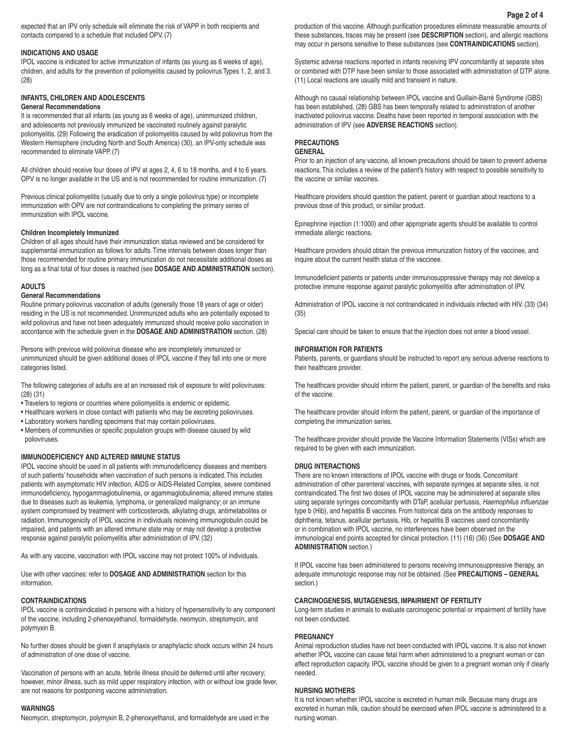expected that an IPV only schedule will eliminate the risk of VAPP in both recipients and contacts compared to a schedule that included OPV. (7)

## INDICATIONS AND USAGE

IPOL vaccine is indicated for active immunization of infants (as young as 6 weeks of age), children, and adults for the prevention of poliomyelitis caused by poliovirus Types 1, 2, and 3. (28)

## INFANTS, CHILDREN AND ADOLESCENTS

### General Recommendations

It is recommended that all infants (as young as 6 weeks of age), unimmunized children, and adolescents not previously immunized be vaccinated routinely against paralytic poliomyelitis. (29) Following the eradication of poliomyelitis caused by wild poliovirus from the Western Hemisphere (including North and South America) (30), an IPV-only schedule was recommended to eliminate VAPP. (7)

All children should receive four doses of IPV at ages 2, 4, 6 to 18 months, and 4 to 6 years. OPV is no longer available in the US and is not recommended for routine immunization. (7)

Previous clinical poliomyelitis (usually due to only a single poliovirus type) or incomplete immunization with OPV are not contraindications to completing the primary series of immunization with IPOL vaccine.

### Children Incompletely Immunized

Children of all ages should have their immunization status reviewed and be considered for supplemental immunization as follows for adults. Time intervals between doses longer than those recommended for routine primary immunization do not necessitate additional doses as long as a final total of four doses is reached (see **DOSAGE AND ADMINISTRATION** section).

## ADULTS

### General Recommendations

Routine primary poliovirus vaccination of adults (generally those 18 years of age or older) residing in the US is not recommended. Unimmunized adults who are potentially exposed to wild poliovirus and have not been adequately immunized should receive polio vaccination in accordance with the schedule given in the **DOSAGE AND ADMINISTRATION** section. (28)

Persons with previous wild poliovirus disease who are incompletely immunized or unimmunized should be given additional doses of IPOL vaccine if they fall into one or more categories listed.

The following categories of adults are at an increased risk of exposure to wild polioviruses: (28) (31)

- Travelers to regions or countries where poliomyelitis is endemic or epidemic.
- Healthcare workers in close contact with patients who may be excreting polioviruses.
- Laboratory workers handling specimens that may contain polioviruses.
- Members of communities or specific population groups with disease caused by wild polioviruses.

## IMMUNODEFICIENCY AND ALTERED IMMUNE STATUS

IPOL vaccine should be used in all patients with immunodeficiency diseases and members of such patients' households when vaccination of such persons is indicated. This includes patients with asymptomatic HIV infection, AIDS or AIDS-Related Complex, severe combined immunodeficiency, hypogammaglobulinemia, or agammaglobulinemia; altered immune states due to diseases such as leukemia, lymphoma, or generalized malignancy; or an immune system compromised by treatment with corticosteroids, alkylating drugs, antimetabolites or radiation. Immunogenicity of IPOL vaccine in individuals receiving immunoglobulin could be impaired, and patients with an altered immune state may or may not develop a protective response against paralytic poliomyelitis after administration of IPV. (32)

As with any vaccine, vaccination with IPOL vaccine may not protect 100% of individuals.

Use with other vaccines: refer to **DOSAGE AND ADMINISTRATION** section for this information.

## CONTRAINDICATIONS

IPOL vaccine is contraindicated in persons with a history of hypersensitivity to any component of the vaccine, including 2-phenoxyethanol, formaldehyde, neomycin, streptomycin, and polymyxin B.

No further doses should be given if anaphylaxis or anaphylactic shock occurs within 24 hours of administration of one dose of vaccine.

Vaccination of persons with an acute, febrile illness should be deferred until after recovery; however, minor illness, such as mild upper respiratory infection, with or without low grade fever, are not reasons for postponing vaccine administration.

## WARNINGS

Neomycin, streptomycin, polymyxin B, 2-phenoxyethanol, and formaldehyde are used in the production of this vaccine. Although purification procedures eliminate measurable amounts of these substances, traces may be present (see **DESCRIPTION** section), and allergic reactions may occur in persons sensitive to these substances (see **CONTRAINDICATIONS** section).

Systemic adverse reactions reported in infants receiving IPV concomitantly at separate sites or combined with DTP have been similar to those associated with administration of DTP alone. (11) Local reactions are usually mild and transient in nature.

Although no causal relationship between IPOL vaccine and Guillain-Barré Syndrome (GBS) has been established, (28) GBS has been temporally related to administration of another inactivated poliovirus vaccine. Deaths have been reported in temporal association with the administration of IPV (see **ADVERSE REACTIONS** section).

## PRECAUTIONS

### GENERAL

Prior to an injection of any vaccine, all known precautions should be taken to prevent adverse reactions. This includes a review of the patient's history with respect to possible sensitivity to the vaccine or similar vaccines.

Healthcare providers should question the patient, parent or guardian about reactions to a previous dose of this product, or similar product.

Epinephrine injection (1:1000) and other appropriate agents should be available to control immediate allergic reactions.

Healthcare providers should obtain the previous immunization history of the vaccinee, and inquire about the current health status of the vaccinee.

Immunodeficient patients or patients under immunosuppressive therapy may not develop a protective immune response against paralytic poliomyelitis after administration of IPV.

Administration of IPOL vaccine is not contraindicated in individuals infected with HIV. (33) (34) (35)

Special care should be taken to ensure that the injection does not enter a blood vessel.

### INFORMATION FOR PATIENTS

Patients, parents, or guardians should be instructed to report any serious adverse reactions to their healthcare provider.

The healthcare provider should inform the patient, parent, or guardian of the benefits and risks of the vaccine.

The healthcare provider should inform the patient, parent, or guardian of the importance of completing the immunization series.

The healthcare provider should provide the Vaccine Information Statements (VISs) which are required to be given with each immunization.

### DRUG INTERACTIONS

There are no known interactions of IPOL vaccine with drugs or foods. Concomitant administration of other parenteral vaccines, with separate syringes at separate sites, is not contraindicated. The first two doses of IPOL vaccine may be administered at separate sites using separate syringes concomitantly with DTaP, acellular pertussis, *Haemophilus influenzae* type b (Hib), and hepatitis B vaccines. From historical data on the antibody responses to diphtheria, tetanus, acellular pertussis, Hib, or hepatitis B vaccines used concomitantly or in combination with IPOL vaccine, no interferences have been observed on the immunological end points accepted for clinical protection. (11) (16) (36) (See **DOSAGE AND ADMINISTRATION** section.)

If IPOL vaccine has been administered to persons receiving immunosuppressive therapy, an adequate immunologic response may not be obtained. (See **PRECAUTIONS – GENERAL** section.)

### CARCINOGENESIS, MUTAGENESIS, IMPAIRMENT OF FERTILITY

Long-term studies in animals to evaluate carcinogenic potential or impairment of fertility have not been conducted.

### PREGNANCY

Animal reproduction studies have not been conducted with IPOL vaccine. It is also not known whether IPOL vaccine can cause fetal harm when administered to a pregnant woman or can affect reproduction capacity. IPOL vaccine should be given to a pregnant woman only if clearly needed.

### NURSING MOTHERS

It is not known whether IPOL vaccine is excreted in human milk. Because many drugs are excreted in human milk, caution should be exercised when IPOL vaccine is administered to a nursing woman.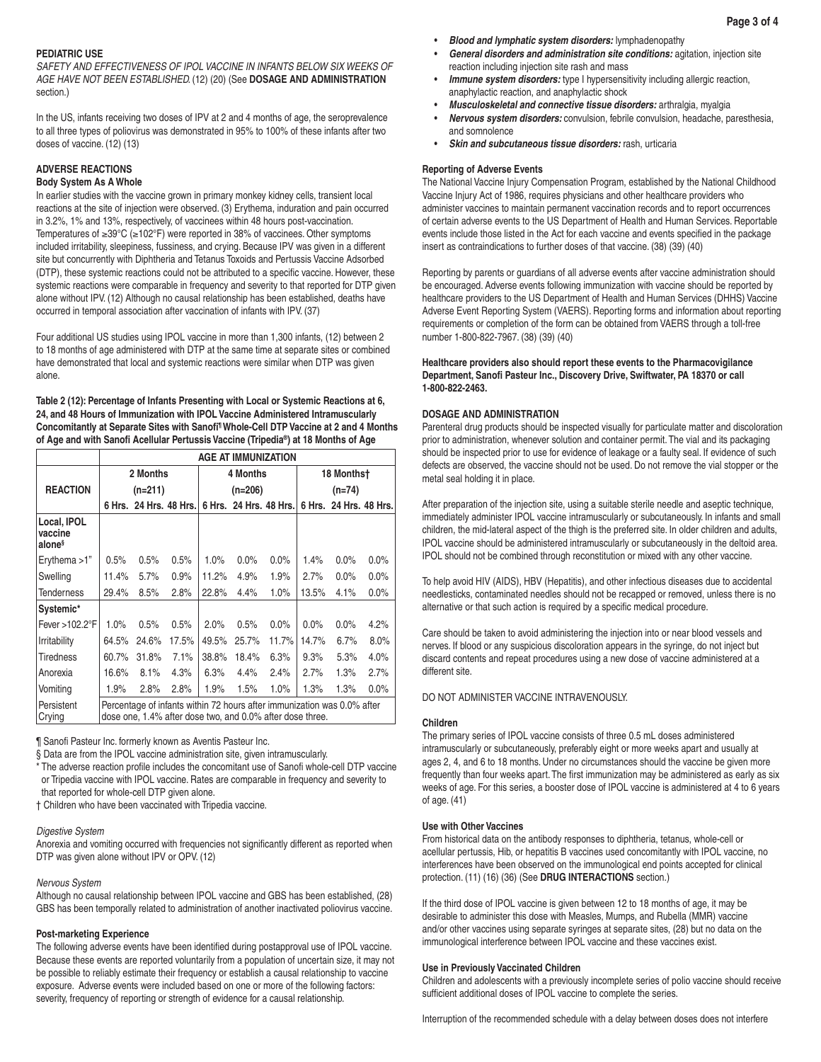## PEDIATRIC USE

*SAFETY AND EFFECTIVENESS OF IPOL VACCINE IN INFANTS BELOW SIX WEEKS OF AGE HAVE NOT BEEN ESTABLISHED.* (12) (20) (See **DOSAGE AND ADMINISTRATION** section.)

In the US, infants receiving two doses of IPV at 2 and 4 months of age, the seroprevalence to all three types of poliovirus was demonstrated in 95% to 100% of these infants after two doses of vaccine. (12) (13)

## ADVERSE REACTIONS

### Body System As A Whole

In earlier studies with the vaccine grown in primary monkey kidney cells, transient local reactions at the site of injection were observed. (3) Erythema, induration and pain occurred in 3.2%, 1% and 13%, respectively, of vaccinees within 48 hours post-vaccination. Temperatures of ≥39°C (≥102°F) were reported in 38% of vaccinees. Other symptoms included irritability, sleepiness, fussiness, and crying. Because IPV was given in a different site but concurrently with Diphtheria and Tetanus Toxoids and Pertussis Vaccine Adsorbed (DTP), these systemic reactions could not be attributed to a specific vaccine. However, these systemic reactions were comparable in frequency and severity to that reported for DTP given alone without IPV. (12) Although no causal relationship has been established, deaths have occurred in temporal association after vaccination of infants with IPV. (37)

Four additional US studies using IPOL vaccine in more than 1,300 infants, (12) between 2 to 18 months of age administered with DTP at the same time at separate sites or combined have demonstrated that local and systemic reactions were similar when DTP was given alone.

**Table 2 (12): Percentage of Infants Presenting with Local or Systemic Reactions at 6, 24, and 48 Hours of Immunization with IPOL Vaccine Administered Intramuscularly Concomitantly at Separate Sites with Sanofi¶ Whole-Cell DTP Vaccine at 2 and 4 Months of Age and with Sanofi Acellular Pertussis Vaccine (Tripedia®) at 18 Months of Age**

| | AGE AT IMMUNIZATION | | | | | | | | |
|---|---|---|---|---|---|---|---|---|---|
| | 2 Months | | | 4 Months | | | 18 Months† | | |
| **REACTION** | (n=211) | | | (n=206) | | | (n=74) | | |
| | 6 Hrs. | 24 Hrs. | 48 Hrs. | 6 Hrs. | 24 Hrs. | 48 Hrs. | 6 Hrs. | 24 Hrs. | 48 Hrs. |
| **Local, IPOL vaccine alone§** | | | | | | | | | |
| Erythema >1" | 0.5% | 0.5% | 0.5% | 1.0% | 0.0% | 0.0% | 1.4% | 0.0% | 0.0% |
| Swelling | 11.4% | 5.7% | 0.9% | 11.2% | 4.9% | 1.9% | 2.7% | 0.0% | 0.0% |
| Tenderness | 29.4% | 8.5% | 2.8% | 22.8% | 4.4% | 1.0% | 13.5% | 4.1% | 0.0% |
| **Systemic*** | | | | | | | | | |
| Fever >102.2°F | 1.0% | 0.5% | 0.5% | 2.0% | 0.5% | 0.0% | 0.0% | 0.0% | 4.2% |
| Irritability | 64.5% | 24.6% | 17.5% | 49.5% | 25.7% | 11.7% | 14.7% | 6.7% | 8.0% |
| Tiredness | 60.7% | 31.8% | 7.1% | 38.8% | 18.4% | 6.3% | 9.3% | 5.3% | 4.0% |
| Anorexia | 16.6% | 8.1% | 4.3% | 6.3% | 4.4% | 2.4% | 2.7% | 1.3% | 2.7% |
| Vomiting | 1.9% | 2.8% | 2.8% | 1.9% | 1.5% | 1.0% | 1.3% | 1.3% | 0.0% |
| Persistent Crying | Percentage of infants within 72 hours after immunization was 0.0% after dose one, 1.4% after dose two, and 0.0% after dose three. | | | | | | | | |

¶ Sanofi Pasteur Inc. formerly known as Aventis Pasteur Inc.

§ Data are from the IPOL vaccine administration site, given intramuscularly.

\* The adverse reaction profile includes the concomitant use of Sanofi whole-cell DTP vaccine or Tripedia vaccine with IPOL vaccine. Rates are comparable in frequency and severity to that reported for whole-cell DTP given alone.

† Children who have been vaccinated with Tripedia vaccine.

*Digestive System*

Anorexia and vomiting occurred with frequencies not significantly different as reported when DTP was given alone without IPV or OPV. (12)

*Nervous System*

Although no causal relationship between IPOL vaccine and GBS has been established, (28) GBS has been temporally related to administration of another inactivated poliovirus vaccine.

### Post-marketing Experience

The following adverse events have been identified during postapproval use of IPOL vaccine. Because these events are reported voluntarily from a population of uncertain size, it may not be possible to reliably estimate their frequency or establish a causal relationship to vaccine exposure. Adverse events were included based on one or more of the following factors: severity, frequency of reporting or strength of evidence for a causal relationship.

- ***Blood and lymphatic system disorders:*** lymphadenopathy
- ***General disorders and administration site conditions:*** agitation, injection site reaction including injection site rash and mass
- ***Immune system disorders:*** type I hypersensitivity including allergic reaction, anaphylactic reaction, and anaphylactic shock
- ***Musculoskeletal and connective tissue disorders:*** arthralgia, myalgia
- ***Nervous system disorders:*** convulsion, febrile convulsion, headache, paresthesia, and somnolence
- ***Skin and subcutaneous tissue disorders:*** rash, urticaria

### Reporting of Adverse Events

The National Vaccine Injury Compensation Program, established by the National Childhood Vaccine Injury Act of 1986, requires physicians and other healthcare providers who administer vaccines to maintain permanent vaccination records and to report occurrences of certain adverse events to the US Department of Health and Human Services. Reportable events include those listed in the Act for each vaccine and events specified in the package insert as contraindications to further doses of that vaccine. (38) (39) (40)

Reporting by parents or guardians of all adverse events after vaccine administration should be encouraged. Adverse events following immunization with vaccine should be reported by healthcare providers to the US Department of Health and Human Services (DHHS) Vaccine Adverse Event Reporting System (VAERS). Reporting forms and information about reporting requirements or completion of the form can be obtained from VAERS through a toll-free number 1-800-822-7967. (38) (39) (40)

**Healthcare providers also should report these events to the Pharmacovigilance Department, Sanofi Pasteur Inc., Discovery Drive, Swiftwater, PA 18370 or call 1-800-822-2463.**

## DOSAGE AND ADMINISTRATION

Parenteral drug products should be inspected visually for particulate matter and discoloration prior to administration, whenever solution and container permit. The vial and its packaging should be inspected prior to use for evidence of leakage or a faulty seal. If evidence of such defects are observed, the vaccine should not be used. Do not remove the vial stopper or the metal seal holding it in place.

After preparation of the injection site, using a suitable sterile needle and aseptic technique, immediately administer IPOL vaccine intramuscularly or subcutaneously. In infants and small children, the mid-lateral aspect of the thigh is the preferred site. In older children and adults, IPOL vaccine should be administered intramuscularly or subcutaneously in the deltoid area. IPOL should not be combined through reconstitution or mixed with any other vaccine.

To help avoid HIV (AIDS), HBV (Hepatitis), and other infectious diseases due to accidental needlesticks, contaminated needles should not be recapped or removed, unless there is no alternative or that such action is required by a specific medical procedure.

Care should be taken to avoid administering the injection into or near blood vessels and nerves. If blood or any suspicious discoloration appears in the syringe, do not inject but discard contents and repeat procedures using a new dose of vaccine administered at a different site.

DO NOT ADMINISTER VACCINE INTRAVENOUSLY.

### Children

The primary series of IPOL vaccine consists of three 0.5 mL doses administered intramuscularly or subcutaneously, preferably eight or more weeks apart and usually at ages 2, 4, and 6 to 18 months. Under no circumstances should the vaccine be given more frequently than four weeks apart. The first immunization may be administered as early as six weeks of age. For this series, a booster dose of IPOL vaccine is administered at 4 to 6 years of age. (41)

### Use with Other Vaccines

From historical data on the antibody responses to diphtheria, tetanus, whole-cell or acellular pertussis, Hib, or hepatitis B vaccines used concomitantly with IPOL vaccine, no interferences have been observed on the immunological end points accepted for clinical protection. (11) (16) (36) (See **DRUG INTERACTIONS** section.)

If the third dose of IPOL vaccine is given between 12 to 18 months of age, it may be desirable to administer this dose with Measles, Mumps, and Rubella (MMR) vaccine and/or other vaccines using separate syringes at separate sites, (28) but no data on the immunological interference between IPOL vaccine and these vaccines exist.

### Use in Previously Vaccinated Children

Children and adolescents with a previously incomplete series of polio vaccine should receive sufficient additional doses of IPOL vaccine to complete the series.

Interruption of the recommended schedule with a delay between doses does not interfere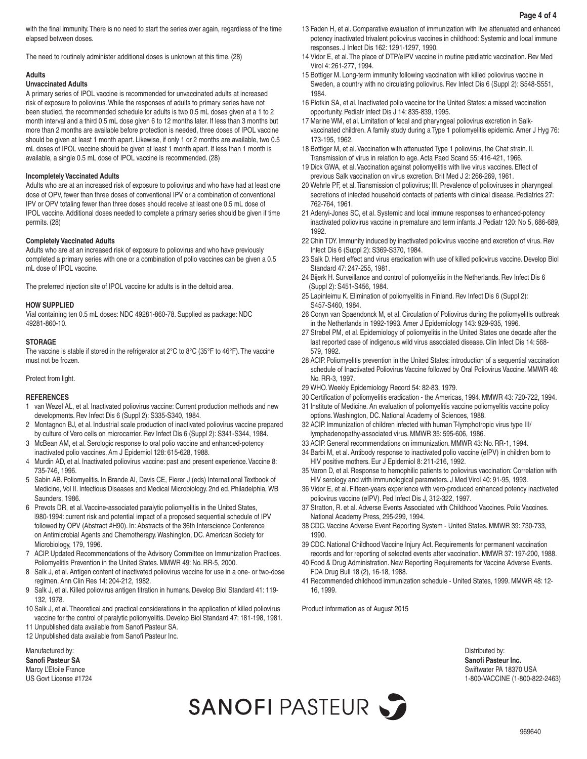with the final immunity. There is no need to start the series over again, regardless of the time elapsed between doses.

The need to routinely administer additional doses is unknown at this time. (28)

### Adults

#### Unvaccinated Adults

A primary series of IPOL vaccine is recommended for unvaccinated adults at increased risk of exposure to poliovirus. While the responses of adults to primary series have not been studied, the recommended schedule for adults is two 0.5 mL doses given at a 1 to 2 month interval and a third 0.5 mL dose given 6 to 12 months later. If less than 3 months but more than 2 months are available before protection is needed, three doses of IPOL vaccine should be given at least 1 month apart. Likewise, if only 1 or 2 months are available, two 0.5 mL doses of IPOL vaccine should be given at least 1 month apart. If less than 1 month is available, a single 0.5 mL dose of IPOL vaccine is recommended. (28)

#### Incompletely Vaccinated Adults

Adults who are at an increased risk of exposure to poliovirus and who have had at least one dose of OPV, fewer than three doses of conventional IPV or a combination of conventional IPV or OPV totaling fewer than three doses should receive at least one 0.5 mL dose of IPOL vaccine. Additional doses needed to complete a primary series should be given if time permits. (28)

#### Completely Vaccinated Adults

Adults who are at an increased risk of exposure to poliovirus and who have previously completed a primary series with one or a combination of polio vaccines can be given a 0.5 mL dose of IPOL vaccine.

The preferred injection site of IPOL vaccine for adults is in the deltoid area.

## HOW SUPPLIED

Vial containing ten 0.5 mL doses: NDC 49281-860-78. Supplied as package: NDC 49281-860-10.

## STORAGE

The vaccine is stable if stored in the refrigerator at 2°C to 8°C (35°F to 46°F). The vaccine must not be frozen.

Protect from light.

## REFERENCES

1. van Wezel AL, et al. Inactivated poliovirus vaccine: Current production methods and new developments. Rev Infect Dis 6 (Suppl 2): S335-S340, 1984.
2. Montagnon BJ, et al. Industrial scale production of inactivated poliovirus vaccine prepared by culture of Vero cells on microcarrier. Rev Infect Dis 6 (Suppl 2): S341-S344, 1984.
3. McBean AM, et al. Serologic response to oral polio vaccine and enhanced-potency inactivated polio vaccines. Am J Epidemiol 128: 615-628, 1988.
4. Murdin AD, et al. Inactivated poliovirus vaccine: past and present experience. Vaccine 8: 735-746, 1996.
5. Sabin AB. Poliomyelitis. In Brande AI, Davis CE, Fierer J (eds) International Textbook of Medicine, Vol II. Infectious Diseases and Medical Microbiology. 2nd ed. Philadelphia, WB Saunders, 1986.
6. Prevots DR, et al. Vaccine-associated paralytic poliomyelitis in the United States, l980-1994: current risk and potential impact of a proposed sequential schedule of IPV followed by OPV (Abstract #H90). In: Abstracts of the 36th Interscience Conference on Antimicrobial Agents and Chemotherapy. Washington, DC. American Society for Microbiology, 179, 1996.
7. ACIP. Updated Recommendations of the Advisory Committee on Immunization Practices. Poliomyelitis Prevention in the United States. MMWR 49: No. RR-5, 2000.
8. Salk J, et al. Antigen content of inactivated poliovirus vaccine for use in a one- or two-dose regimen. Ann Clin Res 14: 204-212, 1982.
9. Salk J, et al. Killed poliovirus antigen titration in humans. Develop Biol Standard 41: 119-132, 1978.
10. Salk J, et al. Theoretical and practical considerations in the application of killed poliovirus vaccine for the control of paralytic poliomyelitis. Develop Biol Standard 47: 181-198, 1981.
11. Unpublished data available from Sanofi Pasteur SA.
12. Unpublished data available from Sanofi Pasteur Inc.
13. Faden H, et al. Comparative evaluation of immunization with live attenuated and enhanced potency inactivated trivalent poliovirus vaccines in childhood: Systemic and local immune responses. J Infect Dis 162: 1291-1297, 1990.
14. Vidor E, et al. The place of DTP/eIPV vaccine in routine pædiatric vaccination. Rev Med Virol 4: 261-277, 1994.
15. Bottiger M. Long-term immunity following vaccination with killed poliovirus vaccine in Sweden, a country with no circulating poliovirus. Rev Infect Dis 6 (Suppl 2): S548-S551, 1984.
16. Plotkin SA, et al. Inactivated polio vaccine for the United States: a missed vaccination opportunity. Pediatr Infect Dis J 14: 835-839, 1995.
17. Marine WM, et al. Limitation of fecal and pharyngeal poliovirus excretion in Salk-vaccinated children. A family study during a Type 1 poliomyelitis epidemic. Amer J Hyg 76: 173-195, 1962.
18. Bottiger M, et al. Vaccination with attenuated Type 1 poliovirus, the Chat strain. II. Transmission of virus in relation to age. Acta Paed Scand 55: 416-421, 1966.
19. Dick GWA, et al. Vaccination against poliomyelitis with live virus vaccines. Effect of previous Salk vaccination on virus excretion. Brit Med J 2: 266-269, 1961.
20. Wehrle PF, et al. Transmission of poliovirus; III. Prevalence of polioviruses in pharyngeal secretions of infected household contacts of patients with clinical disease. Pediatrics 27: 762-764, 1961.
21. Adenyi-Jones SC, et al. Systemic and local immune responses to enhanced-potency inactivated poliovirus vaccine in premature and term infants. J Pediatr 120: No 5, 686-689, 1992.
22. Chin TDY. Immunity induced by inactivated poliovirus vaccine and excretion of virus. Rev Infect Dis 6 (Suppl 2): S369-S370, 1984.
23. Salk D. Herd effect and virus eradication with use of killed poliovirus vaccine. Develop Biol Standard 47: 247-255, 1981.
24. Bijerk H. Surveillance and control of poliomyelitis in the Netherlands. Rev Infect Dis 6 (Suppl 2): S451-S456, 1984.
25. Lapinleimu K. Elimination of poliomyelitis in Finland. Rev Infect Dis 6 (Suppl 2): S457-S460, 1984.
26. Conyn van Spaendonck M, et al. Circulation of Poliovirus during the poliomyelitis outbreak in the Netherlands in 1992-1993. Amer J Epidemiology 143: 929-935, 1996.
27. Strebel PM, et al. Epidemiology of poliomyelitis in the United States one decade after the last reported case of indigenous wild virus associated disease. Clin Infect Dis 14: 568-579, 1992.
28. ACIP. Poliomyelitis prevention in the United States: introduction of a sequential vaccination schedule of Inactivated Poliovirus Vaccine followed by Oral Poliovirus Vaccine. MMWR 46: No. RR-3, 1997.
29. WHO. Weekly Epidemiology Record 54: 82-83, 1979.
30. Certification of poliomyelitis eradication - the Americas, 1994. MMWR 43: 720-722, 1994.
31. Institute of Medicine. An evaluation of poliomyelitis vaccine poliomyelitis vaccine policy options. Washington, DC. National Academy of Sciences, 1988.
32. ACIP. Immunization of children infected with human T-lymphotropic virus type III/ lymphadenopathy-associated virus. MMWR 35: 595-606, 1986.
33. ACIP. General recommendations on immunization. MMWR 43: No. RR-1, 1994.
34. Barbi M, et al. Antibody response to inactivated polio vaccine (eIPV) in children born to HIV positive mothers. Eur J Epidemiol 8: 211-216, 1992.
35. Varon D, et al. Response to hemophilic patients to poliovirus vaccination: Correlation with HIV serology and with immunological parameters. J Med Virol 40: 91-95, 1993.
36. Vidor E, et al. Fifteen-years experience with vero-produced enhanced potency inactivated poliovirus vaccine (eIPV). Ped Infect Dis J, 312-322, 1997.
37. Stratton, R. et al. Adverse Events Associated with Childhood Vaccines. Polio Vaccines. National Academy Press, 295-299, 1994.
38. CDC. Vaccine Adverse Event Reporting System - United States. MMWR 39: 730-733, 1990.
39. CDC. National Childhood Vaccine Injury Act. Requirements for permanent vaccination records and for reporting of selected events after vaccination. MMWR 37: 197-200, 1988.
40. Food & Drug Administration. New Reporting Requirements for Vaccine Adverse Events. FDA Drug Bull 18 (2), 16-18, 1988.
41. Recommended childhood immunization schedule - United States, 1999. MMWR 48: 12-16, 1999.

Product information as of August 2015

Manufactured by:
**Sanofi Pasteur SA**
Marcy L'Etoile France
US Govt License #1724

Distributed by:
**Sanofi Pasteur Inc.**
Swiftwater PA 18370 USA
1-800-VACCINE (1-800-822-2463)

SANOFI PASTEUR

969640